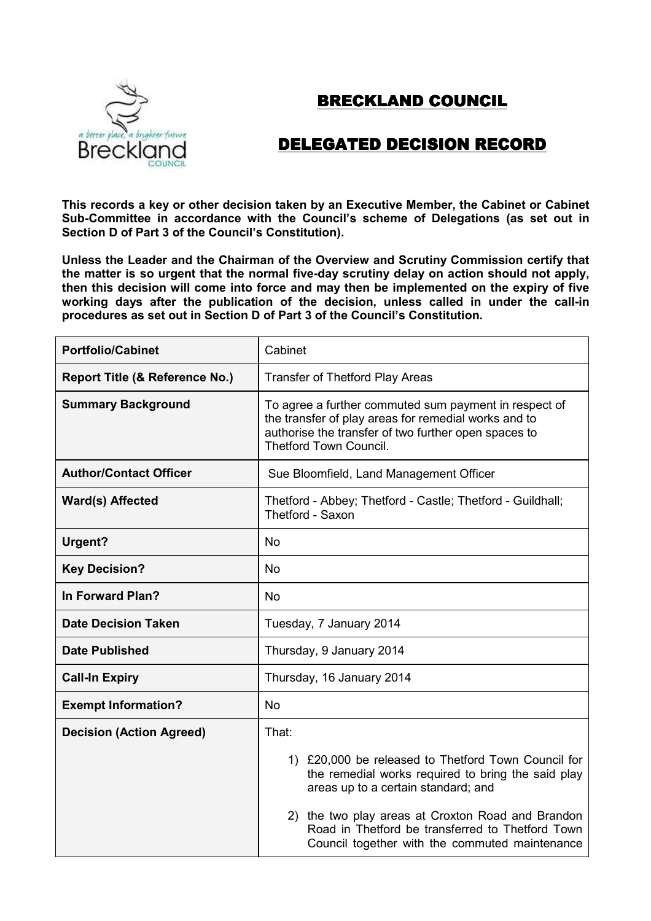# BRECKLAND COUNCIL

# DELEGATED DECISION RECORD

**This records a key or other decision taken by an Executive Member, the Cabinet or Cabinet Sub-Committee in accordance with the Council's scheme of Delegations (as set out in Section D of Part 3 of the Council's Constitution).**

**Unless the Leader and the Chairman of the Overview and Scrutiny Commission certify that the matter is so urgent that the normal five-day scrutiny delay on action should not apply, then this decision will come into force and may then be implemented on the expiry of five working days after the publication of the decision, unless called in under the call-in procedures as set out in Section D of Part 3 of the Council's Constitution.**

| | |
|---|---|
| **Portfolio/Cabinet** | Cabinet |
| **Report Title (& Reference No.)** | Transfer of Thetford Play Areas |
| **Summary Background** | To agree a further commuted sum payment in respect of the transfer of play areas for remedial works and to authorise the transfer of two further open spaces to Thetford Town Council. |
| **Author/Contact Officer** | Sue Bloomfield, Land Management Officer |
| **Ward(s) Affected** | Thetford - Abbey; Thetford - Castle; Thetford - Guildhall; Thetford - Saxon |
| **Urgent?** | No |
| **Key Decision?** | No |
| **In Forward Plan?** | No |
| **Date Decision Taken** | Tuesday, 7 January 2014 |
| **Date Published** | Thursday, 9 January 2014 |
| **Call-In Expiry** | Thursday, 16 January 2014 |
| **Exempt Information?** | No |
| **Decision (Action Agreed)** | That: 1) £20,000 be released to Thetford Town Council for the remedial works required to bring the said play areas up to a certain standard; and 2) the two play areas at Croxton Road and Brandon Road in Thetford be transferred to Thetford Town Council together with the commuted maintenance |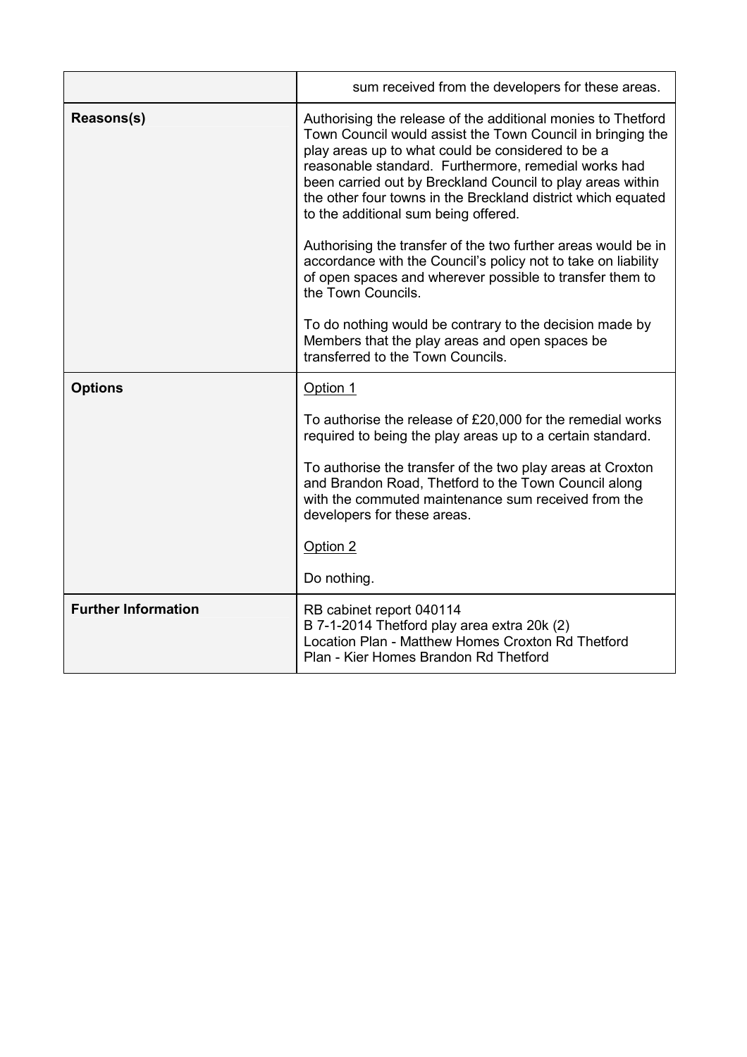| | |
|---|---|
| | sum received from the developers for these areas. |
| **Reasons(s)** | Authorising the release of the additional monies to Thetford Town Council would assist the Town Council in bringing the play areas up to what could be considered to be a reasonable standard. Furthermore, remedial works had been carried out by Breckland Council to play areas within the other four towns in the Breckland district which equated to the additional sum being offered.<br><br>Authorising the transfer of the two further areas would be in accordance with the Council's policy not to take on liability of open spaces and wherever possible to transfer them to the Town Councils.<br><br>To do nothing would be contrary to the decision made by Members that the play areas and open spaces be transferred to the Town Councils. |
| **Options** | Option 1<br><br>To authorise the release of £20,000 for the remedial works required to being the play areas up to a certain standard.<br><br>To authorise the transfer of the two play areas at Croxton and Brandon Road, Thetford to the Town Council along with the commuted maintenance sum received from the developers for these areas.<br><br>Option 2<br><br>Do nothing. |
| **Further Information** | RB cabinet report 040114<br>B 7-1-2014 Thetford play area extra 20k (2)<br>Location Plan - Matthew Homes Croxton Rd Thetford<br>Plan - Kier Homes Brandon Rd Thetford |